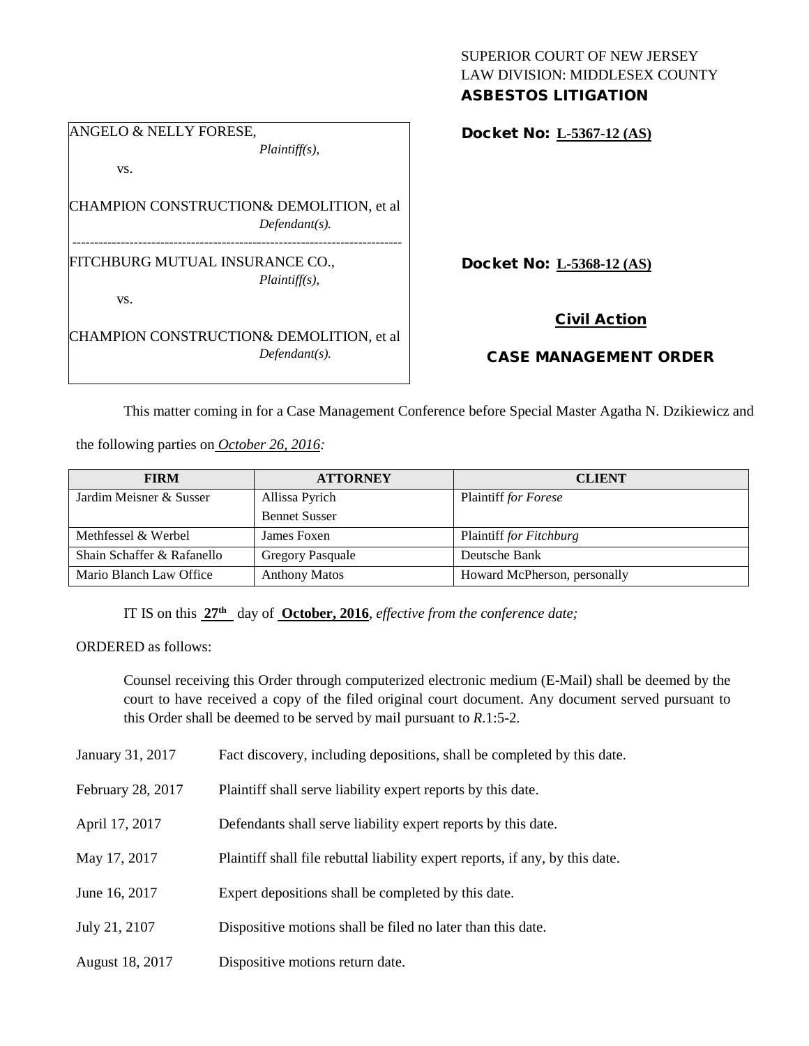SUPERIOR COURT OF NEW JERSEY
LAW DIVISION: MIDDLESEX COUNTY
**ASBESTOS LITIGATION**

ANGELO & NELLY FORESE,
*Plaintiff(s),*
vs.
CHAMPION CONSTRUCTION& DEMOLITION, et al
*Defendant(s).*

**Docket No: L-5367-12 (AS)**

---

FITCHBURG MUTUAL INSURANCE CO.,
*Plaintiff(s),*
vs.
CHAMPION CONSTRUCTION& DEMOLITION, et al
*Defendant(s).*

**Docket No: L-5368-12 (AS)**

**Civil Action**

**CASE MANAGEMENT ORDER**

This matter coming in for a Case Management Conference before Special Master Agatha N. Dzikiewicz and the following parties on *October 26, 2016:*

| FIRM | ATTORNEY | CLIENT |
|---|---|---|
| Jardim Meisner & Susser | Allissa Pyrich<br>Bennet Susser | Plaintiff *for Forese* |
| Methfessel & Werbel | James Foxen | Plaintiff *for Fitchburg* |
| Shain Schaffer & Rafanello | Gregory Pasquale | Deutsche Bank |
| Mario Blanch Law Office | Anthony Matos | Howard McPherson, personally |

IT IS on this **27th** day of **October, 2016**, *effective from the conference date;*

ORDERED as follows:

Counsel receiving this Order through computerized electronic medium (E-Mail) shall be deemed by the court to have received a copy of the filed original court document. Any document served pursuant to this Order shall be deemed to be served by mail pursuant to *R*.1:5-2.

January 31, 2017 — Fact discovery, including depositions, shall be completed by this date.

February 28, 2017 — Plaintiff shall serve liability expert reports by this date.

April 17, 2017 — Defendants shall serve liability expert reports by this date.

May 17, 2017 — Plaintiff shall file rebuttal liability expert reports, if any, by this date.

June 16, 2017 — Expert depositions shall be completed by this date.

July 21, 2107 — Dispositive motions shall be filed no later than this date.

August 18, 2017 — Dispositive motions return date.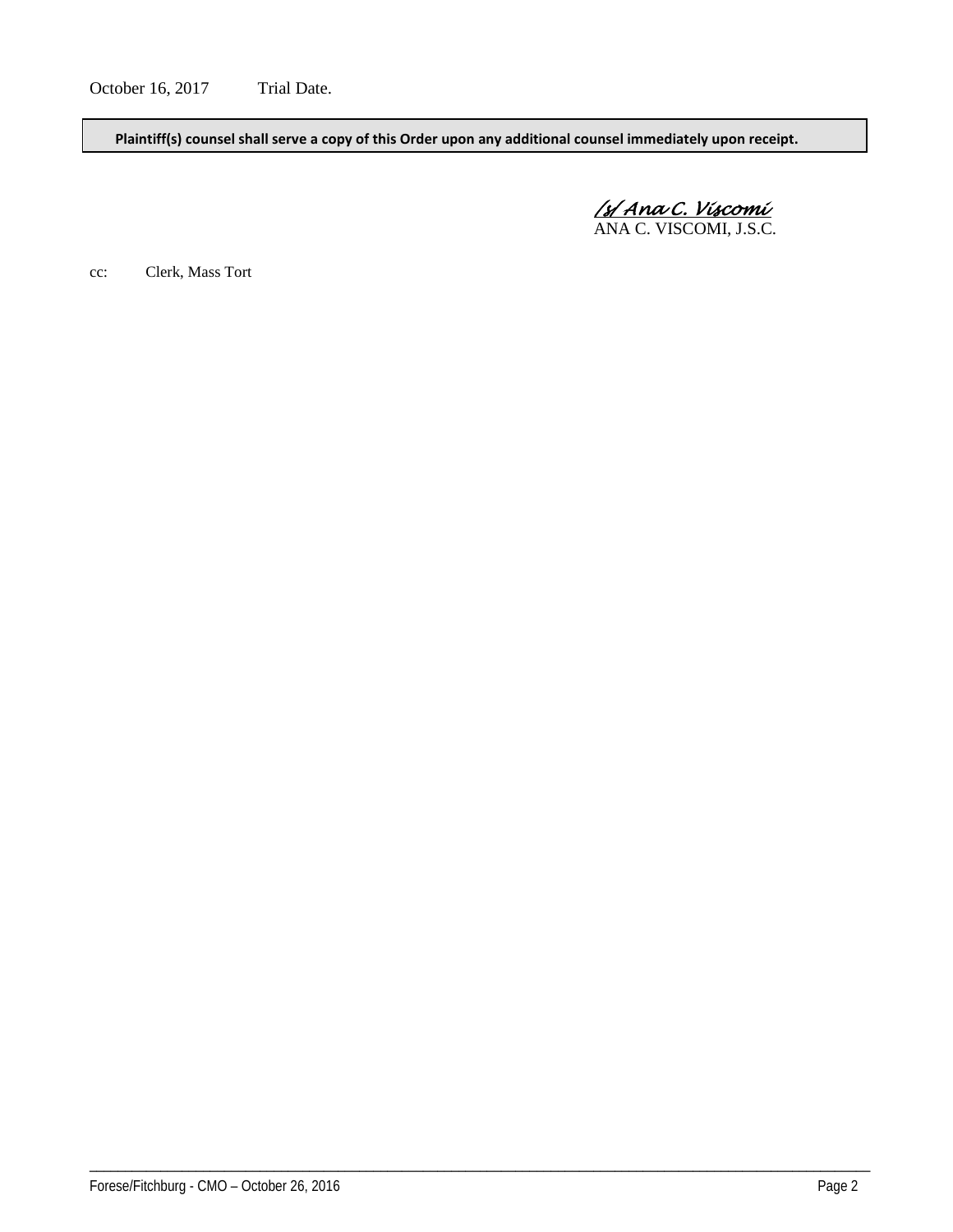October 16, 2017 Trial Date.

**Plaintiff(s) counsel shall serve a copy of this Order upon any additional counsel immediately upon receipt.**

*/s/ Ana C. Viscomi*
ANA C. VISCOMI, J.S.C.

cc: Clerk, Mass Tort